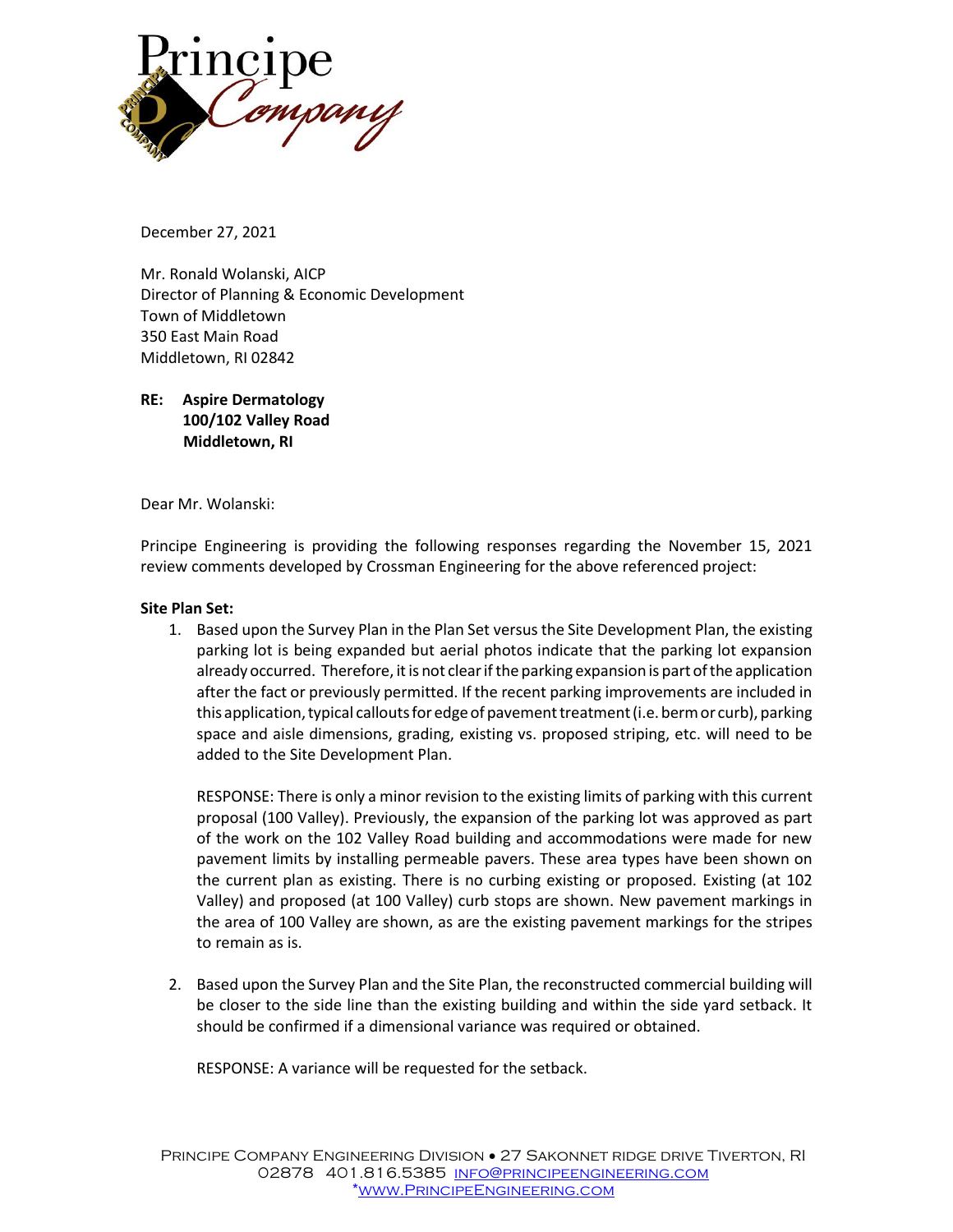December 27, 2021

Mr. Ronald Wolanski, AICP
Director of Planning & Economic Development
Town of Middletown
350 East Main Road
Middletown, RI 02842

**RE: Aspire Dermatology**
**100/102 Valley Road**
**Middletown, RI**

Dear Mr. Wolanski:

Principe Engineering is providing the following responses regarding the November 15, 2021 review comments developed by Crossman Engineering for the above referenced project:

**Site Plan Set:**

1. Based upon the Survey Plan in the Plan Set versus the Site Development Plan, the existing parking lot is being expanded but aerial photos indicate that the parking lot expansion already occurred. Therefore, it is not clear if the parking expansion is part of the application after the fact or previously permitted. If the recent parking improvements are included in this application, typical callouts for edge of pavement treatment (i.e. berm or curb), parking space and aisle dimensions, grading, existing vs. proposed striping, etc. will need to be added to the Site Development Plan.

   RESPONSE: There is only a minor revision to the existing limits of parking with this current proposal (100 Valley). Previously, the expansion of the parking lot was approved as part of the work on the 102 Valley Road building and accommodations were made for new pavement limits by installing permeable pavers. These area types have been shown on the current plan as existing. There is no curbing existing or proposed. Existing (at 102 Valley) and proposed (at 100 Valley) curb stops are shown. New pavement markings in the area of 100 Valley are shown, as are the existing pavement markings for the stripes to remain as is.

2. Based upon the Survey Plan and the Site Plan, the reconstructed commercial building will be closer to the side line than the existing building and within the side yard setback. It should be confirmed if a dimensional variance was required or obtained.

   RESPONSE: A variance will be requested for the setback.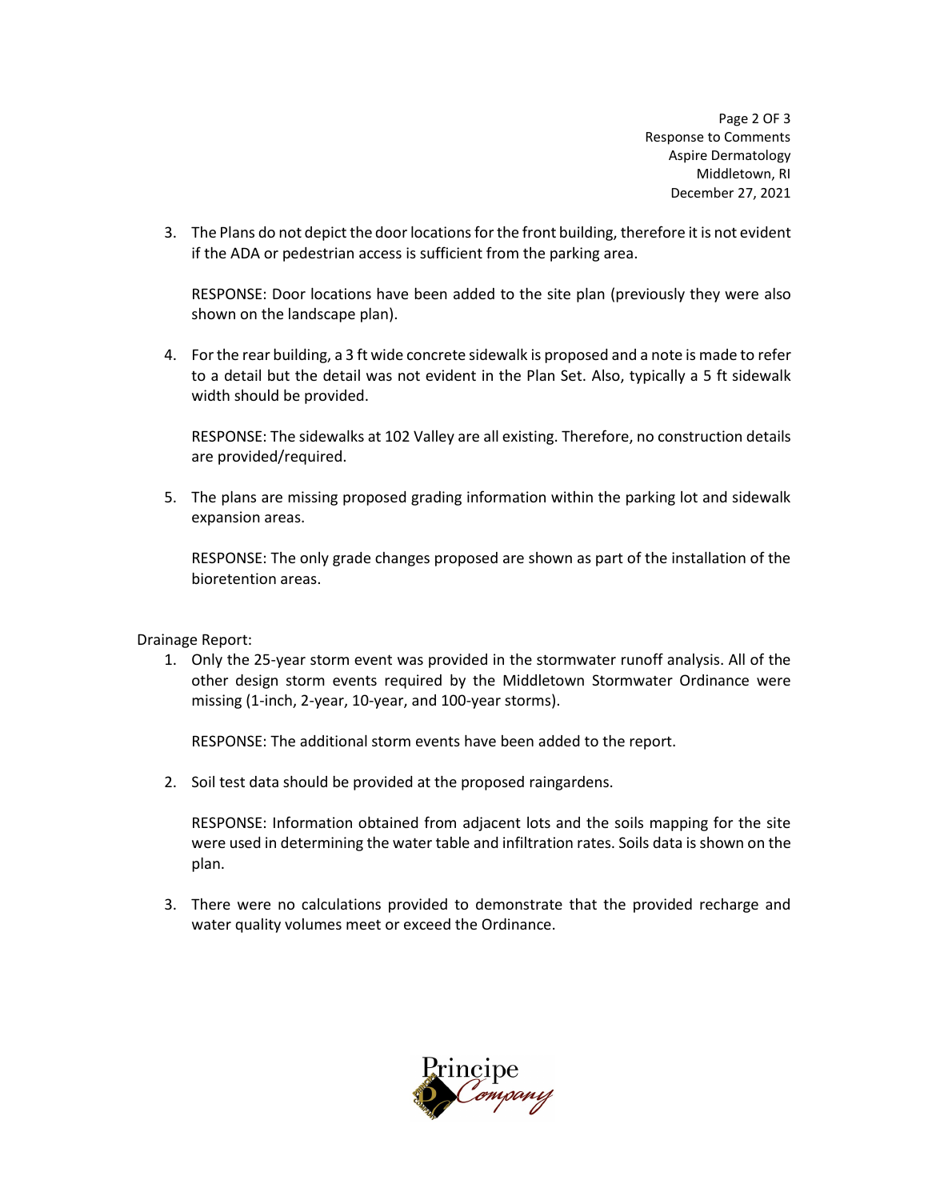3. The Plans do not depict the door locations for the front building, therefore it is not evident if the ADA or pedestrian access is sufficient from the parking area.

   RESPONSE: Door locations have been added to the site plan (previously they were also shown on the landscape plan).

4. For the rear building, a 3 ft wide concrete sidewalk is proposed and a note is made to refer to a detail but the detail was not evident in the Plan Set. Also, typically a 5 ft sidewalk width should be provided.

   RESPONSE: The sidewalks at 102 Valley are all existing. Therefore, no construction details are provided/required.

5. The plans are missing proposed grading information within the parking lot and sidewalk expansion areas.

   RESPONSE: The only grade changes proposed are shown as part of the installation of the bioretention areas.

Drainage Report:

1. Only the 25-year storm event was provided in the stormwater runoff analysis. All of the other design storm events required by the Middletown Stormwater Ordinance were missing (1-inch, 2-year, 10-year, and 100-year storms).

   RESPONSE: The additional storm events have been added to the report.

2. Soil test data should be provided at the proposed raingardens.

   RESPONSE: Information obtained from adjacent lots and the soils mapping for the site were used in determining the water table and infiltration rates. Soils data is shown on the plan.

3. There were no calculations provided to demonstrate that the provided recharge and water quality volumes meet or exceed the Ordinance.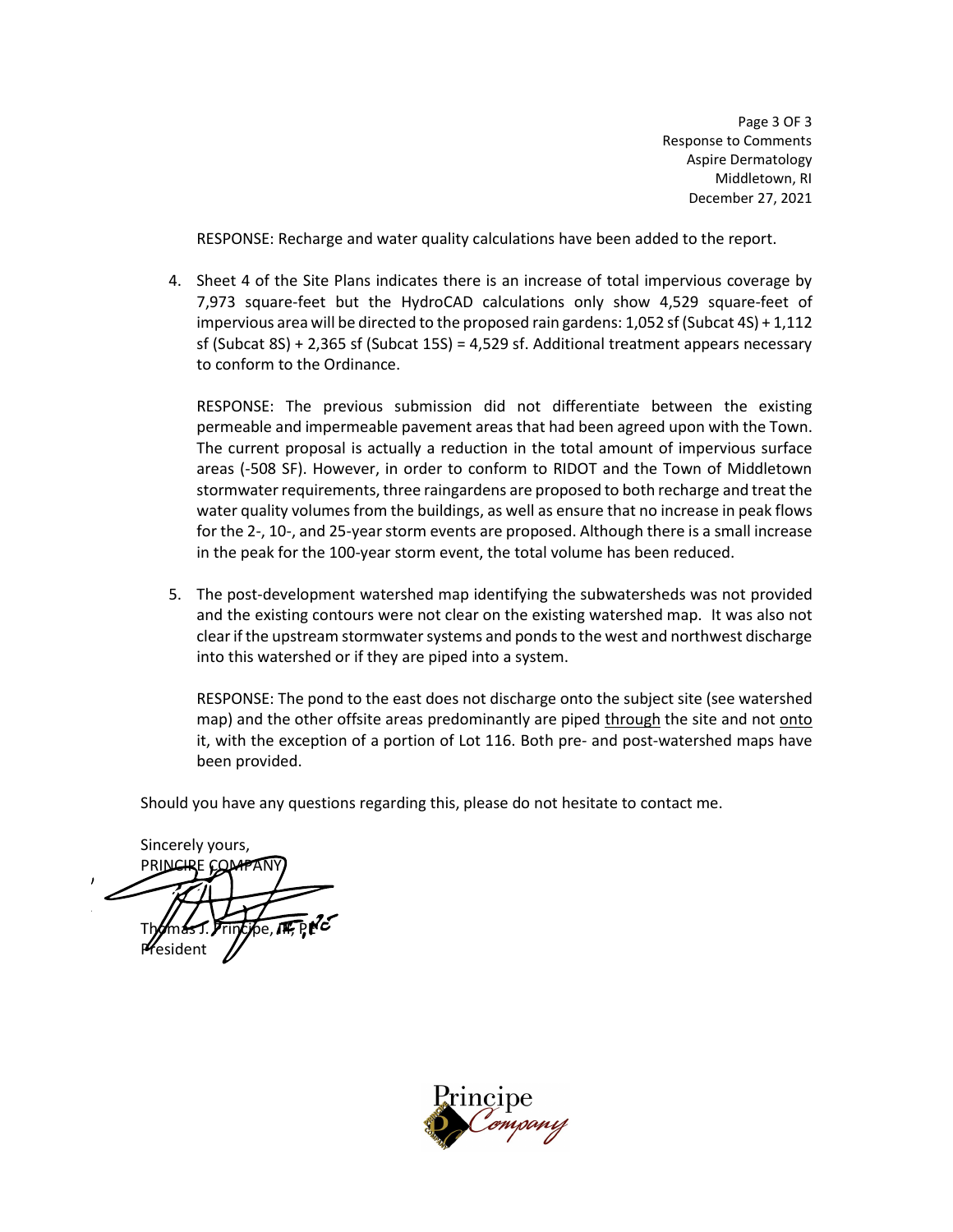RESPONSE: Recharge and water quality calculations have been added to the report.

4. Sheet 4 of the Site Plans indicates there is an increase of total impervious coverage by 7,973 square-feet but the HydroCAD calculations only show 4,529 square-feet of impervious area will be directed to the proposed rain gardens: 1,052 sf (Subcat 4S) + 1,112 sf (Subcat 8S) + 2,365 sf (Subcat 15S) = 4,529 sf. Additional treatment appears necessary to conform to the Ordinance.

   RESPONSE: The previous submission did not differentiate between the existing permeable and impermeable pavement areas that had been agreed upon with the Town. The current proposal is actually a reduction in the total amount of impervious surface areas (-508 SF). However, in order to conform to RIDOT and the Town of Middletown stormwater requirements, three raingardens are proposed to both recharge and treat the water quality volumes from the buildings, as well as ensure that no increase in peak flows for the 2-, 10-, and 25-year storm events are proposed. Although there is a small increase in the peak for the 100-year storm event, the total volume has been reduced.

5. The post-development watershed map identifying the subwatersheds was not provided and the existing contours were not clear on the existing watershed map. It was also not clear if the upstream stormwater systems and ponds to the west and northwest discharge into this watershed or if they are piped into a system.

   RESPONSE: The pond to the east does not discharge onto the subject site (see watershed map) and the other offsite areas predominantly are piped <u>through</u> the site and not <u>onto</u> it, with the exception of a portion of Lot 116. Both pre- and post-watershed maps have been provided.

Should you have any questions regarding this, please do not hesitate to contact me.

Sincerely yours,
PRINCIPE COMPANY

Thomas J. Principe, III, PE
President